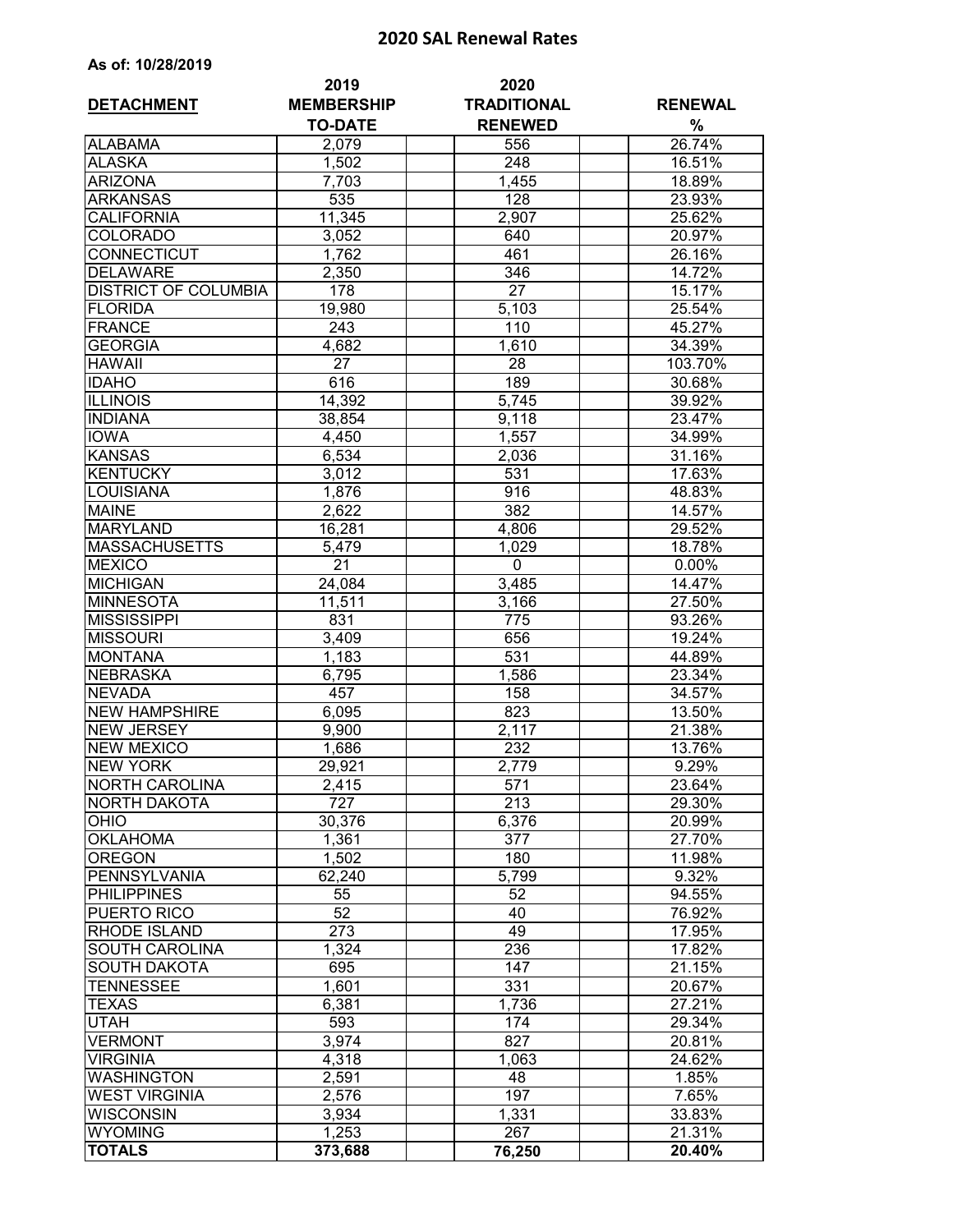# 2020 SAL Renewal Rates

**As of: 10/28/2019**

| DETACHMENT | 2019 MEMBERSHIP TO-DATE | 2020 TRADITIONAL RENEWED | RENEWAL % |
|---|---|---|---|
| ALABAMA | 2,079 | 556 | 26.74% |
| ALASKA | 1,502 | 248 | 16.51% |
| ARIZONA | 7,703 | 1,455 | 18.89% |
| ARKANSAS | 535 | 128 | 23.93% |
| CALIFORNIA | 11,345 | 2,907 | 25.62% |
| COLORADO | 3,052 | 640 | 20.97% |
| CONNECTICUT | 1,762 | 461 | 26.16% |
| DELAWARE | 2,350 | 346 | 14.72% |
| DISTRICT OF COLUMBIA | 178 | 27 | 15.17% |
| FLORIDA | 19,980 | 5,103 | 25.54% |
| FRANCE | 243 | 110 | 45.27% |
| GEORGIA | 4,682 | 1,610 | 34.39% |
| HAWAII | 27 | 28 | 103.70% |
| IDAHO | 616 | 189 | 30.68% |
| ILLINOIS | 14,392 | 5,745 | 39.92% |
| INDIANA | 38,854 | 9,118 | 23.47% |
| IOWA | 4,450 | 1,557 | 34.99% |
| KANSAS | 6,534 | 2,036 | 31.16% |
| KENTUCKY | 3,012 | 531 | 17.63% |
| LOUISIANA | 1,876 | 916 | 48.83% |
| MAINE | 2,622 | 382 | 14.57% |
| MARYLAND | 16,281 | 4,806 | 29.52% |
| MASSACHUSETTS | 5,479 | 1,029 | 18.78% |
| MEXICO | 21 | 0 | 0.00% |
| MICHIGAN | 24,084 | 3,485 | 14.47% |
| MINNESOTA | 11,511 | 3,166 | 27.50% |
| MISSISSIPPI | 831 | 775 | 93.26% |
| MISSOURI | 3,409 | 656 | 19.24% |
| MONTANA | 1,183 | 531 | 44.89% |
| NEBRASKA | 6,795 | 1,586 | 23.34% |
| NEVADA | 457 | 158 | 34.57% |
| NEW HAMPSHIRE | 6,095 | 823 | 13.50% |
| NEW JERSEY | 9,900 | 2,117 | 21.38% |
| NEW MEXICO | 1,686 | 232 | 13.76% |
| NEW YORK | 29,921 | 2,779 | 9.29% |
| NORTH CAROLINA | 2,415 | 571 | 23.64% |
| NORTH DAKOTA | 727 | 213 | 29.30% |
| OHIO | 30,376 | 6,376 | 20.99% |
| OKLAHOMA | 1,361 | 377 | 27.70% |
| OREGON | 1,502 | 180 | 11.98% |
| PENNSYLVANIA | 62,240 | 5,799 | 9.32% |
| PHILIPPINES | 55 | 52 | 94.55% |
| PUERTO RICO | 52 | 40 | 76.92% |
| RHODE ISLAND | 273 | 49 | 17.95% |
| SOUTH CAROLINA | 1,324 | 236 | 17.82% |
| SOUTH DAKOTA | 695 | 147 | 21.15% |
| TENNESSEE | 1,601 | 331 | 20.67% |
| TEXAS | 6,381 | 1,736 | 27.21% |
| UTAH | 593 | 174 | 29.34% |
| VERMONT | 3,974 | 827 | 20.81% |
| VIRGINIA | 4,318 | 1,063 | 24.62% |
| WASHINGTON | 2,591 | 48 | 1.85% |
| WEST VIRGINIA | 2,576 | 197 | 7.65% |
| WISCONSIN | 3,934 | 1,331 | 33.83% |
| WYOMING | 1,253 | 267 | 21.31% |
| **TOTALS** | **373,688** | **76,250** | **20.40%** |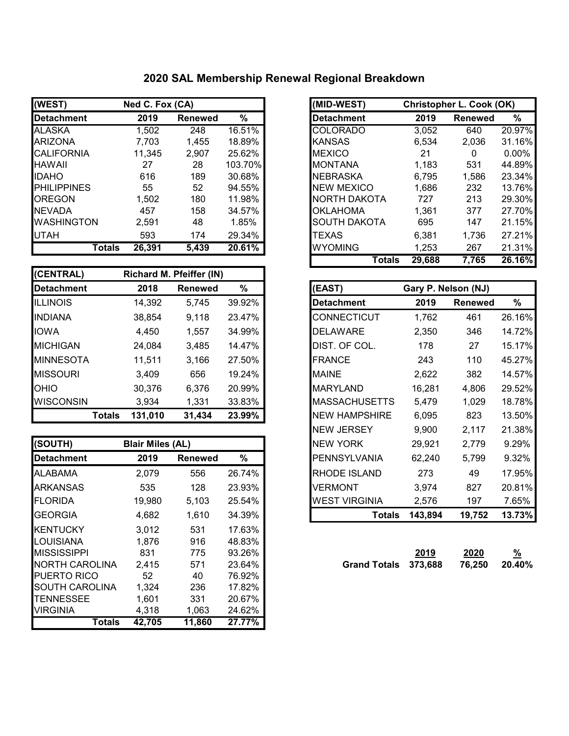# 2020 SAL Membership Renewal Regional Breakdown

| (WEST) | Ned C. Fox (CA) | | |
|---|---|---|---|
| Detachment | 2019 | Renewed | % |
| ALASKA | 1,502 | 248 | 16.51% |
| ARIZONA | 7,703 | 1,455 | 18.89% |
| CALIFORNIA | 11,345 | 2,907 | 25.62% |
| HAWAII | 27 | 28 | 103.70% |
| IDAHO | 616 | 189 | 30.68% |
| PHILIPPINES | 55 | 52 | 94.55% |
| OREGON | 1,502 | 180 | 11.98% |
| NEVADA | 457 | 158 | 34.57% |
| WASHINGTON | 2,591 | 48 | 1.85% |
| UTAH | 593 | 174 | 29.34% |
| Totals | 26,391 | 5,439 | 20.61% |

| (MID-WEST) | Christopher L. Cook (OK) | | |
|---|---|---|---|
| Detachment | 2019 | Renewed | % |
| COLORADO | 3,052 | 640 | 20.97% |
| KANSAS | 6,534 | 2,036 | 31.16% |
| MEXICO | 21 | 0 | 0.00% |
| MONTANA | 1,183 | 531 | 44.89% |
| NEBRASKA | 6,795 | 1,586 | 23.34% |
| NEW MEXICO | 1,686 | 232 | 13.76% |
| NORTH DAKOTA | 727 | 213 | 29.30% |
| OKLAHOMA | 1,361 | 377 | 27.70% |
| SOUTH DAKOTA | 695 | 147 | 21.15% |
| TEXAS | 6,381 | 1,736 | 27.21% |
| WYOMING | 1,253 | 267 | 21.31% |
| Totals | 29,688 | 7,765 | 26.16% |

| (CENTRAL) | Richard M. Pfeiffer (IN) | | |
|---|---|---|---|
| Detachment | 2018 | Renewed | % |
| ILLINOIS | 14,392 | 5,745 | 39.92% |
| INDIANA | 38,854 | 9,118 | 23.47% |
| IOWA | 4,450 | 1,557 | 34.99% |
| MICHIGAN | 24,084 | 3,485 | 14.47% |
| MINNESOTA | 11,511 | 3,166 | 27.50% |
| MISSOURI | 3,409 | 656 | 19.24% |
| OHIO | 30,376 | 6,376 | 20.99% |
| WISCONSIN | 3,934 | 1,331 | 33.83% |
| Totals | 131,010 | 31,434 | 23.99% |

| (EAST) | Gary P. Nelson (NJ) | | |
|---|---|---|---|
| Detachment | 2019 | Renewed | % |
| CONNECTICUT | 1,762 | 461 | 26.16% |
| DELAWARE | 2,350 | 346 | 14.72% |
| DIST. OF COL. | 178 | 27 | 15.17% |
| FRANCE | 243 | 110 | 45.27% |
| MAINE | 2,622 | 382 | 14.57% |
| MARYLAND | 16,281 | 4,806 | 29.52% |
| MASSACHUSETTS | 5,479 | 1,029 | 18.78% |
| NEW HAMPSHIRE | 6,095 | 823 | 13.50% |
| NEW JERSEY | 9,900 | 2,117 | 21.38% |
| NEW YORK | 29,921 | 2,779 | 9.29% |
| PENNSYLVANIA | 62,240 | 5,799 | 9.32% |
| RHODE ISLAND | 273 | 49 | 17.95% |
| VERMONT | 3,974 | 827 | 20.81% |
| WEST VIRGINIA | 2,576 | 197 | 7.65% |
| Totals | 143,894 | 19,752 | 13.73% |

| (SOUTH) | Blair Miles (AL) | | |
|---|---|---|---|
| Detachment | 2019 | Renewed | % |
| ALABAMA | 2,079 | 556 | 26.74% |
| ARKANSAS | 535 | 128 | 23.93% |
| FLORIDA | 19,980 | 5,103 | 25.54% |
| GEORGIA | 4,682 | 1,610 | 34.39% |
| KENTUCKY | 3,012 | 531 | 17.63% |
| LOUISIANA | 1,876 | 916 | 48.83% |
| MISSISSIPPI | 831 | 775 | 93.26% |
| NORTH CAROLINA | 2,415 | 571 | 23.64% |
| PUERTO RICO | 52 | 40 | 76.92% |
| SOUTH CAROLINA | 1,324 | 236 | 17.82% |
| TENNESSEE | 1,601 | 331 | 20.67% |
| VIRGINIA | 4,318 | 1,063 | 24.62% |
| Totals | 42,705 | 11,860 | 27.77% |

| | 2019 | 2020 | % |
|---|---|---|---|
| Grand Totals | 373,688 | 76,250 | 20.40% |